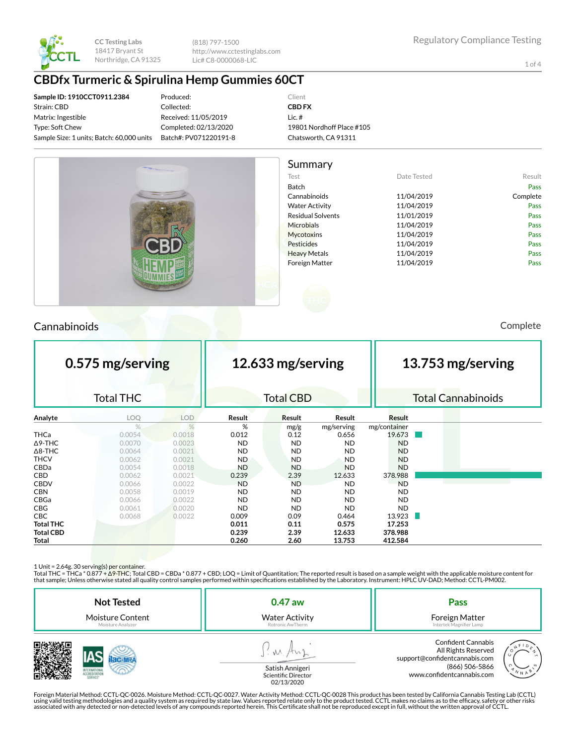CC Testing Labs
18417 Bryant St
Northridge, CA 91325

(818) 797-1500
http://www.cctestinglabs.com
Lic# C8-0000068-LIC

Regulatory Compliance Testing

# CBDfx Turmeric & Spirulina Hemp Gummies 60CT

**Sample ID: 1910CCT0911.2384**
Strain: CBD
Matrix: Ingestible
Type: Soft Chew
Sample Size: 1 units; Batch: 60,000 units

Produced:
Collected:
Received: 11/05/2019
Completed: 02/13/2020
Batch#: PV071220191-8

Client
**CBD FX**
Lic. #
19801 Nordhoff Place #105
Chatsworth, CA 91311

## Summary

| Test | Date Tested | Result |
|---|---|---|
| Batch | | Pass |
| Cannabinoids | 11/04/2019 | Complete |
| Water Activity | 11/04/2019 | Pass |
| Residual Solvents | 11/01/2019 | Pass |
| Microbials | 11/04/2019 | Pass |
| Mycotoxins | 11/04/2019 | Pass |
| Pesticides | 11/04/2019 | Pass |
| Heavy Metals | 11/04/2019 | Pass |
| Foreign Matter | 11/04/2019 | Pass |

## Cannabinoids

Complete

| 0.575 mg/serving | 12.633 mg/serving | 13.753 mg/serving |
|---|---|---|
| Total THC | Total CBD | Total Cannabinoids |

| Analyte | LOQ | LOD | Result | Result | Result | Result |
|---|---|---|---|---|---|---|
| | % | % | % | mg/g | mg/serving | mg/container |
| THCa | 0.0054 | 0.0018 | 0.012 | 0.12 | 0.656 | 19.673 |
| Δ9-THC | 0.0070 | 0.0023 | ND | ND | ND | ND |
| Δ8-THC | 0.0064 | 0.0021 | ND | ND | ND | ND |
| THCV | 0.0062 | 0.0021 | ND | ND | ND | ND |
| CBDa | 0.0054 | 0.0018 | ND | ND | ND | ND |
| CBD | 0.0062 | 0.0021 | 0.239 | 2.39 | 12.633 | 378.988 |
| CBDV | 0.0066 | 0.0022 | ND | ND | ND | ND |
| CBN | 0.0058 | 0.0019 | ND | ND | ND | ND |
| CBGa | 0.0066 | 0.0022 | ND | ND | ND | ND |
| CBG | 0.0061 | 0.0020 | ND | ND | ND | ND |
| CBC | 0.0068 | 0.0022 | 0.009 | 0.09 | 0.464 | 13.923 |
| **Total THC** | | | **0.011** | **0.11** | **0.575** | **17.253** |
| **Total CBD** | | | **0.239** | **2.39** | **12.633** | **378.988** |
| **Total** | | | **0.260** | **2.60** | **13.753** | **412.584** |

1 Unit = 2.64g. 30 serving(s) per container.
Total THC = THCa * 0.877 + Δ9-THC; Total CBD = CBDa * 0.877 + CBD; LOQ = Limit of Quantitation; The reported result is based on a sample weight with the applicable moisture content for that sample; Unless otherwise stated all quality control samples performed within specifications established by the Laboratory. Instrument: HPLC UV-DAD; Method: CCTL-PM002.

| Not Tested | 0.47 aw | Pass |
|---|---|---|
| Moisture Content | Water Activity | Foreign Matter |
| Moisture Analyzer | Rotronic AwTherm | Intertek Magnifier Lamp |

Satish Annigeri
Scientific Director
02/13/2020

Confident Cannabis
All Rights Reserved
support@confidentcannabis.com
(866) 506-5866
www.confidentcannabis.com

Foreign Material Method: CCTL-QC-0026. Moisture Method: CCTL-QC-0027. Water Activity Method: CCTL-QC-0028 This product has been tested by California Cannabis Testing Lab (CCTL) using valid testing methodologies and a quality system as required by state law. Values reported relate only to the product tested. CCTL makes no claims as to the efficacy, safety or other risks associated with any detected or non-detected levels of any compounds reported herein. This Certificate shall not be reproduced except in full, without the written approval of CCTL.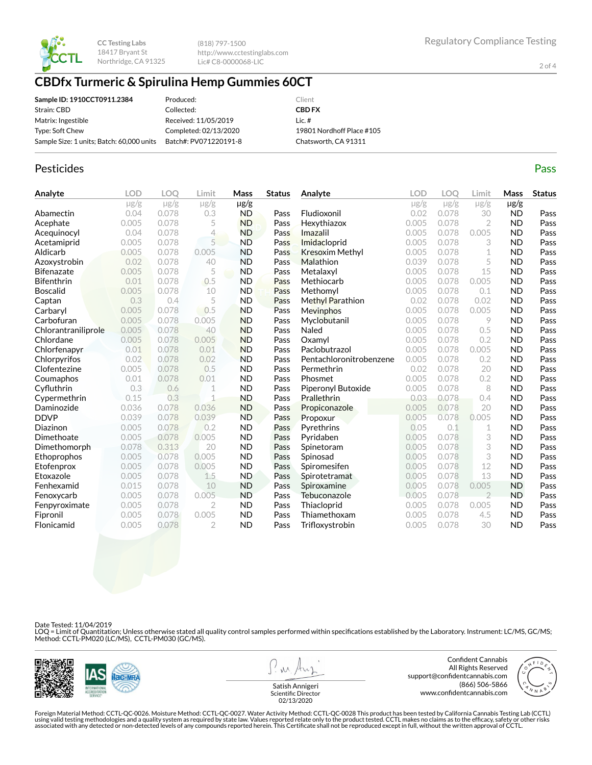CC Testing Labs
18417 Bryant St
Northridge, CA 91325

(818) 797-1500
http://www.cctestinglabs.com
Lic# C8-0000068-LIC

Regulatory Compliance Testing

# CBDfx Turmeric & Spirulina Hemp Gummies 60CT

| | | |
|---|---|---|
| **Sample ID: 1910CCT0911.2384** | Produced: | Client |
| Strain: CBD | Collected: | **CBD FX** |
| Matrix: Ingestible | Received: 11/05/2019 | Lic. # |
| Type: Soft Chew | Completed: 02/13/2020 | 19801 Nordhoff Place #105 |
| Sample Size: 1 units; Batch: 60,000 units | Batch#: PV071220191-8 | Chatsworth, CA 91311 |

## Pesticides

Pass

| Analyte | LOD µg/g | LOQ µg/g | Limit µg/g | Mass µg/g | Status | Analyte | LOD µg/g | LOQ µg/g | Limit µg/g | Mass µg/g | Status |
|---|---|---|---|---|---|---|---|---|---|---|---|
| Abamectin | 0.04 | 0.078 | 0.3 | ND | Pass | Fludioxonil | 0.02 | 0.078 | 30 | ND | Pass |
| Acephate | 0.005 | 0.078 | 5 | ND | Pass | Hexythiazox | 0.005 | 0.078 | 2 | ND | Pass |
| Acequinocyl | 0.04 | 0.078 | 4 | ND | Pass | Imazalil | 0.005 | 0.078 | 0.005 | ND | Pass |
| Acetamiprid | 0.005 | 0.078 | 5 | ND | Pass | Imidacloprid | 0.005 | 0.078 | 3 | ND | Pass |
| Aldicarb | 0.005 | 0.078 | 0.005 | ND | Pass | Kresoxim Methyl | 0.005 | 0.078 | 1 | ND | Pass |
| Azoxystrobin | 0.02 | 0.078 | 40 | ND | Pass | Malathion | 0.039 | 0.078 | 5 | ND | Pass |
| Bifenazate | 0.005 | 0.078 | 5 | ND | Pass | Metalaxyl | 0.005 | 0.078 | 15 | ND | Pass |
| Bifenthrin | 0.01 | 0.078 | 0.5 | ND | Pass | Methiocarb | 0.005 | 0.078 | 0.005 | ND | Pass |
| Boscalid | 0.005 | 0.078 | 10 | ND | Pass | Methomyl | 0.005 | 0.078 | 0.1 | ND | Pass |
| Captan | 0.3 | 0.4 | 5 | ND | Pass | Methyl Parathion | 0.02 | 0.078 | 0.02 | ND | Pass |
| Carbaryl | 0.005 | 0.078 | 0.5 | ND | Pass | Mevinphos | 0.005 | 0.078 | 0.005 | ND | Pass |
| Carbofuran | 0.005 | 0.078 | 0.005 | ND | Pass | Myclobutanil | 0.005 | 0.078 | 9 | ND | Pass |
| Chlorantraniliprole | 0.005 | 0.078 | 40 | ND | Pass | Naled | 0.005 | 0.078 | 0.5 | ND | Pass |
| Chlordane | 0.005 | 0.078 | 0.005 | ND | Pass | Oxamyl | 0.005 | 0.078 | 0.2 | ND | Pass |
| Chlorfenapyr | 0.01 | 0.078 | 0.01 | ND | Pass | Paclobutrazol | 0.005 | 0.078 | 0.005 | ND | Pass |
| Chlorpyrifos | 0.02 | 0.078 | 0.02 | ND | Pass | Pentachloronitrobenzene | 0.005 | 0.078 | 0.2 | ND | Pass |
| Clofentezine | 0.005 | 0.078 | 0.5 | ND | Pass | Permethrin | 0.02 | 0.078 | 20 | ND | Pass |
| Coumaphos | 0.01 | 0.078 | 0.01 | ND | Pass | Phosmet | 0.005 | 0.078 | 0.2 | ND | Pass |
| Cyfluthrin | 0.3 | 0.6 | 1 | ND | Pass | Piperonyl Butoxide | 0.005 | 0.078 | 8 | ND | Pass |
| Cypermethrin | 0.15 | 0.3 | 1 | ND | Pass | Prallethrin | 0.03 | 0.078 | 0.4 | ND | Pass |
| Daminozide | 0.036 | 0.078 | 0.036 | ND | Pass | Propiconazole | 0.005 | 0.078 | 20 | ND | Pass |
| DDVP | 0.039 | 0.078 | 0.039 | ND | Pass | Propoxur | 0.005 | 0.078 | 0.005 | ND | Pass |
| Diazinon | 0.005 | 0.078 | 0.2 | ND | Pass | Pyrethrins | 0.05 | 0.1 | 1 | ND | Pass |
| Dimethoate | 0.005 | 0.078 | 0.005 | ND | Pass | Pyridaben | 0.005 | 0.078 | 3 | ND | Pass |
| Dimethomorph | 0.078 | 0.313 | 20 | ND | Pass | Spinetoram | 0.005 | 0.078 | 3 | ND | Pass |
| Ethoprophos | 0.005 | 0.078 | 0.005 | ND | Pass | Spinosad | 0.005 | 0.078 | 3 | ND | Pass |
| Etofenprox | 0.005 | 0.078 | 0.005 | ND | Pass | Spiromesifen | 0.005 | 0.078 | 12 | ND | Pass |
| Etoxazole | 0.005 | 0.078 | 1.5 | ND | Pass | Spirotetramat | 0.005 | 0.078 | 13 | ND | Pass |
| Fenhexamid | 0.015 | 0.078 | 10 | ND | Pass | Spiroxamine | 0.005 | 0.078 | 0.005 | ND | Pass |
| Fenoxycarb | 0.005 | 0.078 | 0.005 | ND | Pass | Tebuconazole | 0.005 | 0.078 | 2 | ND | Pass |
| Fenpyroximate | 0.005 | 0.078 | 2 | ND | Pass | Thiacloprid | 0.005 | 0.078 | 0.005 | ND | Pass |
| Fipronil | 0.005 | 0.078 | 0.005 | ND | Pass | Thiamethoxam | 0.005 | 0.078 | 4.5 | ND | Pass |
| Flonicamid | 0.005 | 0.078 | 2 | ND | Pass | Trifloxystrobin | 0.005 | 0.078 | 30 | ND | Pass |

Date Tested: 11/04/2019
LOQ = Limit of Quantitation; Unless otherwise stated all quality control samples performed within specifications established by the Laboratory. Instrument: LC/MS, GC/MS; Method: CCTL-PM020 (LC/MS), CCTL-PM030 (GC/MS).

Satish Annigeri
Scientific Director
02/13/2020

Confident Cannabis
All Rights Reserved
support@confidentcannabis.com
(866) 506-5866
www.confidentcannabis.com

Foreign Material Method: CCTL-QC-0026. Moisture Method: CCTL-QC-0027. Water Activity Method: CCTL-QC-0028 This product has been tested by California Cannabis Testing Lab (CCTL) using valid testing methodologies and a quality system as required by state law. Values reported relate only to the product tested. CCTL makes no claims as to the efficacy, safety or other risks associated with any detected or non-detected levels of any compounds reported herein. This Certificate shall not be reproduced except in full, without the written approval of CCTL.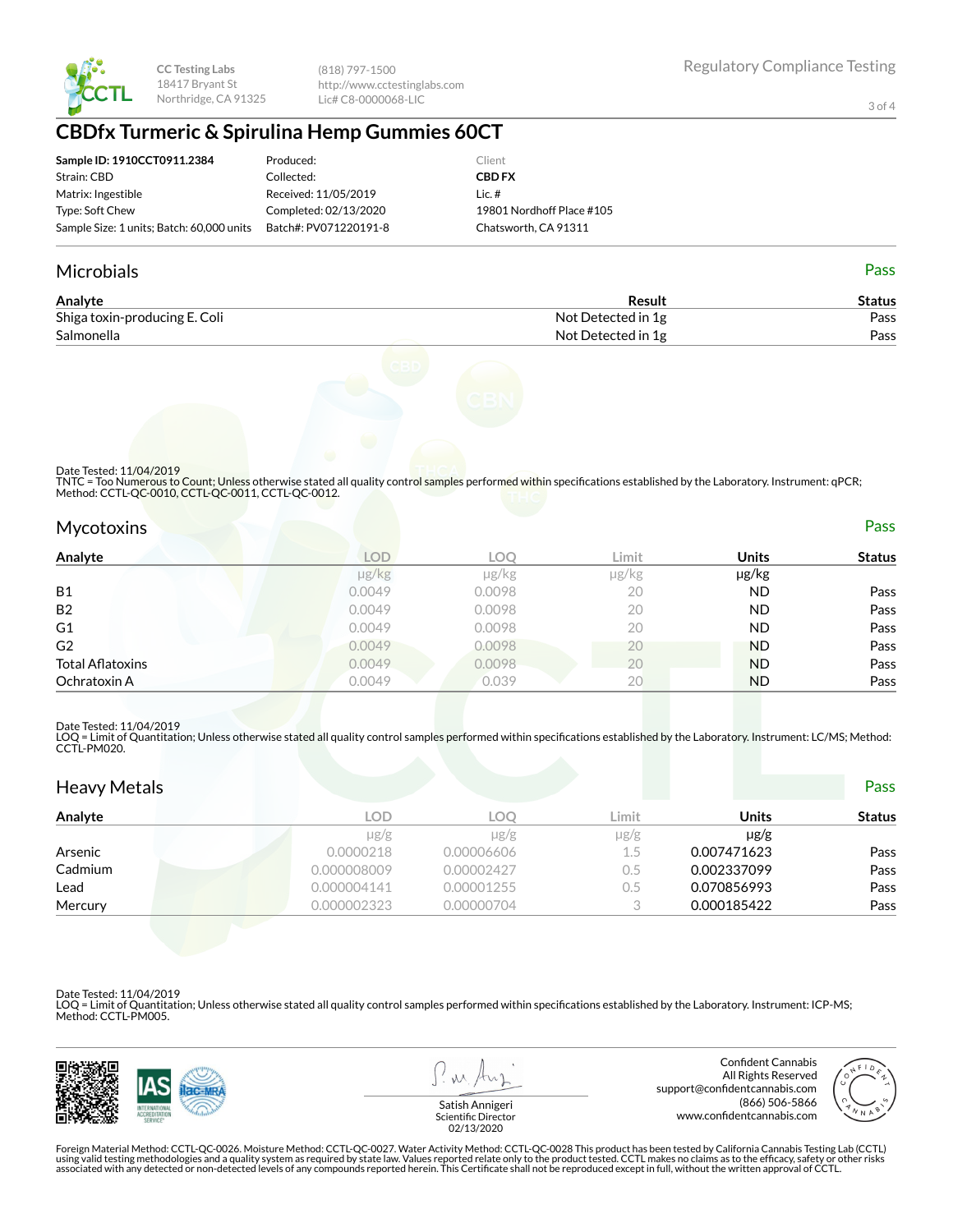CC Testing Labs
18417 Bryant St
Northridge, CA 91325

(818) 797-1500
http://www.cctestinglabs.com
Lic# C8-0000068-LIC

Regulatory Compliance Testing

# CBDfx Turmeric & Spirulina Hemp Gummies 60CT

| | | |
|---|---|---|
| **Sample ID: 1910CCT0911.2384** | Produced: | Client |
| Strain: CBD | Collected: | **CBD FX** |
| Matrix: Ingestible | Received: 11/05/2019 | Lic. # |
| Type: Soft Chew | Completed: 02/13/2020 | 19801 Nordhoff Place #105 |
| Sample Size: 1 units; Batch: 60,000 units | Batch#: PV071220191-8 | Chatsworth, CA 91311 |

## Microbials

Pass

| Analyte | Result | Status |
|---|---|---|
| Shiga toxin-producing E. Coli | Not Detected in 1g | Pass |
| Salmonella | Not Detected in 1g | Pass |

Date Tested: 11/04/2019
TNTC = Too Numerous to Count; Unless otherwise stated all quality control samples performed within specifications established by the Laboratory. Instrument: qPCR; Method: CCTL-QC-0010, CCTL-QC-0011, CCTL-QC-0012.

## Mycotoxins

Pass

| Analyte | LOD | LOQ | Limit | Units | Status |
|---|---|---|---|---|---|
| | μg/kg | μg/kg | μg/kg | μg/kg | |
| B1 | 0.0049 | 0.0098 | 20 | ND | Pass |
| B2 | 0.0049 | 0.0098 | 20 | ND | Pass |
| G1 | 0.0049 | 0.0098 | 20 | ND | Pass |
| G2 | 0.0049 | 0.0098 | 20 | ND | Pass |
| Total Aflatoxins | 0.0049 | 0.0098 | 20 | ND | Pass |
| Ochratoxin A | 0.0049 | 0.039 | 20 | ND | Pass |

Date Tested: 11/04/2019
LOQ = Limit of Quantitation; Unless otherwise stated all quality control samples performed within specifications established by the Laboratory. Instrument: LC/MS; Method: CCTL-PM020.

## Heavy Metals

Pass

| Analyte | LOD | LOQ | Limit | Units | Status |
|---|---|---|---|---|---|
| | μg/g | μg/g | μg/g | μg/g | |
| Arsenic | 0.0000218 | 0.00006606 | 1.5 | 0.007471623 | Pass |
| Cadmium | 0.000008009 | 0.00002427 | 0.5 | 0.002337099 | Pass |
| Lead | 0.000004141 | 0.00001255 | 0.5 | 0.070856993 | Pass |
| Mercury | 0.000002323 | 0.00000704 | 3 | 0.000185422 | Pass |

Date Tested: 11/04/2019
LOQ = Limit of Quantitation; Unless otherwise stated all quality control samples performed within specifications established by the Laboratory. Instrument: ICP-MS; Method: CCTL-PM005.

Satish Annigeri
Scientific Director
02/13/2020

Confident Cannabis
All Rights Reserved
support@confidentcannabis.com
(866) 506-5866
www.confidentcannabis.com

Foreign Material Method: CCTL-QC-0026. Moisture Method: CCTL-QC-0027. Water Activity Method: CCTL-QC-0028 This product has been tested by California Cannabis Testing Lab (CCTL) using valid testing methodologies and a quality system as required by state law. Values reported relate only to the product tested. CCTL makes no claims as to the efficacy, safety or other risks associated with any detected or non-detected levels of any compounds reported herein. This Certificate shall not be reproduced except in full, without the written approval of CCTL.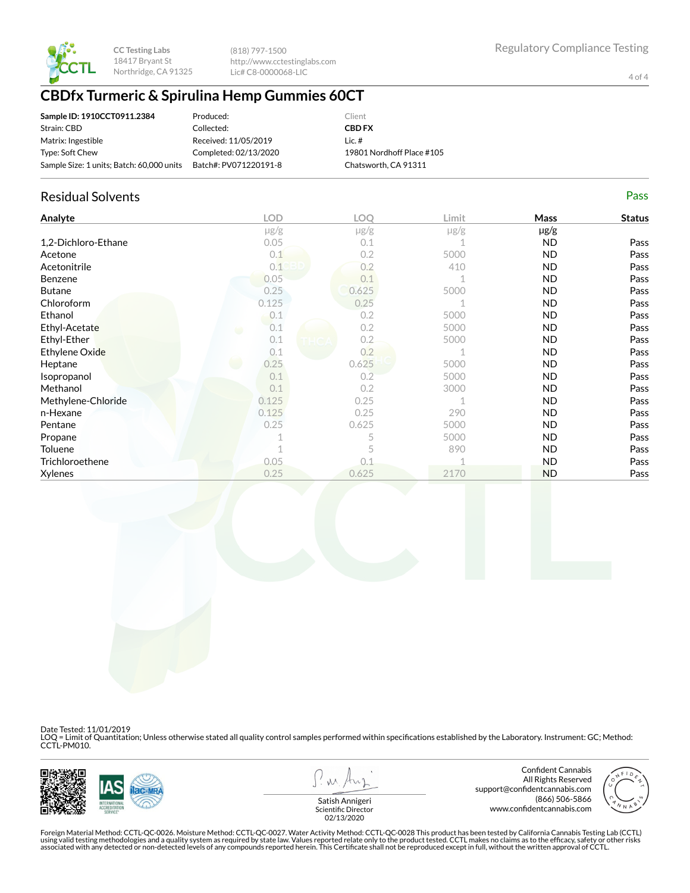CC Testing Labs
18417 Bryant St
Northridge, CA 91325

(818) 797-1500
http://www.cctestinglabs.com
Lic# C8-0000068-LIC

Regulatory Compliance Testing

# CBDfx Turmeric & Spirulina Hemp Gummies 60CT

| | | |
|---|---|---|
| **Sample ID: 1910CCT0911.2384** | Produced: | Client |
| Strain: CBD | Collected: | **CBD FX** |
| Matrix: Ingestible | Received: 11/05/2019 | Lic. # |
| Type: Soft Chew | Completed: 02/13/2020 | 19801 Nordhoff Place #105 |
| Sample Size: 1 units; Batch: 60,000 units | Batch#: PV071220191-8 | Chatsworth, CA 91311 |

## Residual Solvents

Pass

| Analyte | LOD | LOQ | Limit | Mass | Status |
|---|---|---|---|---|---|
| | μg/g | μg/g | μg/g | μg/g | |
| 1,2-Dichloro-Ethane | 0.05 | 0.1 | 1 | ND | Pass |
| Acetone | 0.1 | 0.2 | 5000 | ND | Pass |
| Acetonitrile | 0.1 | 0.2 | 410 | ND | Pass |
| Benzene | 0.05 | 0.1 | 1 | ND | Pass |
| Butane | 0.25 | 0.625 | 5000 | ND | Pass |
| Chloroform | 0.125 | 0.25 | 1 | ND | Pass |
| Ethanol | 0.1 | 0.2 | 5000 | ND | Pass |
| Ethyl-Acetate | 0.1 | 0.2 | 5000 | ND | Pass |
| Ethyl-Ether | 0.1 | 0.2 | 5000 | ND | Pass |
| Ethylene Oxide | 0.1 | 0.2 | 1 | ND | Pass |
| Heptane | 0.25 | 0.625 | 5000 | ND | Pass |
| Isopropanol | 0.1 | 0.2 | 5000 | ND | Pass |
| Methanol | 0.1 | 0.2 | 3000 | ND | Pass |
| Methylene-Chloride | 0.125 | 0.25 | 1 | ND | Pass |
| n-Hexane | 0.125 | 0.25 | 290 | ND | Pass |
| Pentane | 0.25 | 0.625 | 5000 | ND | Pass |
| Propane | 1 | 5 | 5000 | ND | Pass |
| Toluene | 1 | 5 | 890 | ND | Pass |
| Trichloroethene | 0.05 | 0.1 | 1 | ND | Pass |
| Xylenes | 0.25 | 0.625 | 2170 | ND | Pass |

Date Tested: 11/01/2019
LOQ = Limit of Quantitation; Unless otherwise stated all quality control samples performed within specifications established by the Laboratory. Instrument: GC; Method: CCTL-PM010.

Satish Annigeri
Scientific Director
02/13/2020

Confident Cannabis
All Rights Reserved
support@confidentcannabis.com
(866) 506-5866
www.confidentcannabis.com

Foreign Material Method: CCTL-QC-0026. Moisture Method: CCTL-QC-0027. Water Activity Method: CCTL-QC-0028 This product has been tested by California Cannabis Testing Lab (CCTL) using valid testing methodologies and a quality system as required by state law. Values reported relate only to the product tested. CCTL makes no claims as to the efficacy, safety or other risks associated with any detected or non-detected levels of any compounds reported herein. This Certificate shall not be reproduced except in full, without the written approval of CCTL.